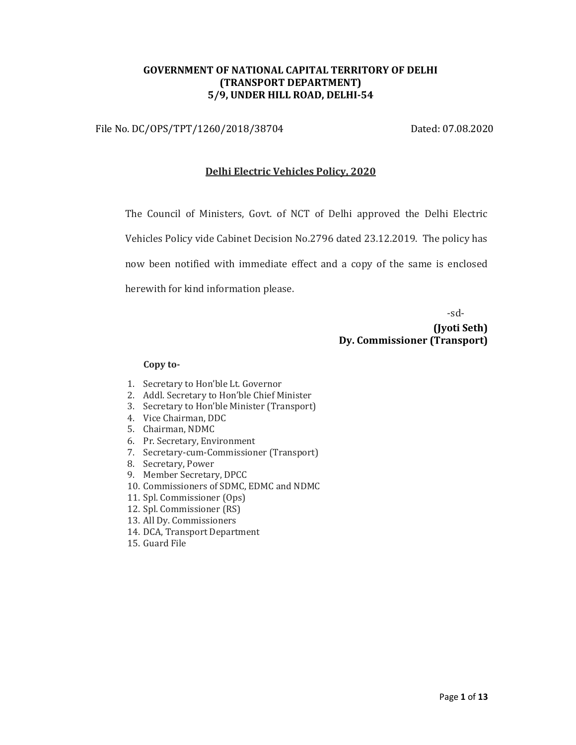**GOVERNMENT OF NATIONAL CAPITAL TERRITORY OF DELHI**
**(TRANSPORT DEPARTMENT)**
**5/9, UNDER HILL ROAD, DELHI-54**

File No. DC/OPS/TPT/1260/2018/38704 Dated: 07.08.2020

**Delhi Electric Vehicles Policy, 2020**

The Council of Ministers, Govt. of NCT of Delhi approved the Delhi Electric Vehicles Policy vide Cabinet Decision No.2796 dated 23.12.2019. The policy has now been notified with immediate effect and a copy of the same is enclosed herewith for kind information please.

-sd-

**(Jyoti Seth)**
**Dy. Commissioner (Transport)**

**Copy to-**

1. Secretary to Hon'ble Lt. Governor
2. Addl. Secretary to Hon'ble Chief Minister
3. Secretary to Hon'ble Minister (Transport)
4. Vice Chairman, DDC
5. Chairman, NDMC
6. Pr. Secretary, Environment
7. Secretary-cum-Commissioner (Transport)
8. Secretary, Power
9. Member Secretary, DPCC
10. Commissioners of SDMC, EDMC and NDMC
11. Spl. Commissioner (Ops)
12. Spl. Commissioner (RS)
13. All Dy. Commissioners
14. DCA, Transport Department
15. Guard File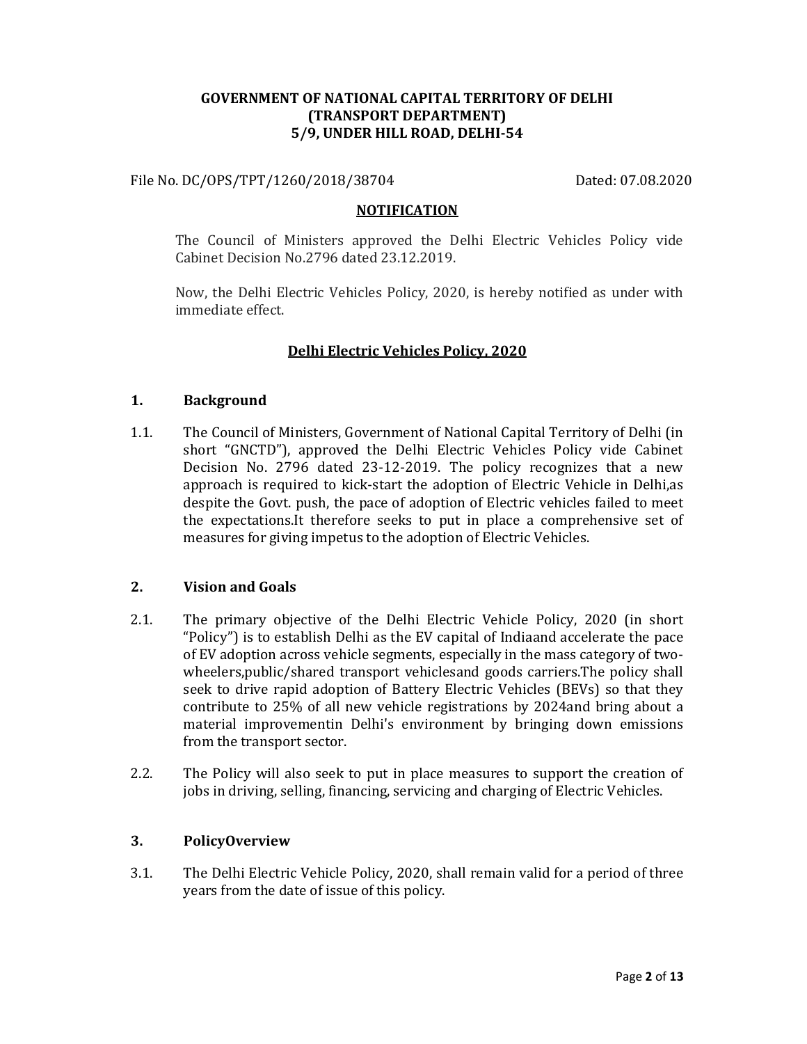**GOVERNMENT OF NATIONAL CAPITAL TERRITORY OF DELHI**
**(TRANSPORT DEPARTMENT)**
**5/9, UNDER HILL ROAD, DELHI-54**

File No. DC/OPS/TPT/1260/2018/38704 Dated: 07.08.2020

**NOTIFICATION**

The Council of Ministers approved the Delhi Electric Vehicles Policy vide Cabinet Decision No.2796 dated 23.12.2019.

Now, the Delhi Electric Vehicles Policy, 2020, is hereby notified as under with immediate effect.

## Delhi Electric Vehicles Policy, 2020

### 1. Background

1.1. The Council of Ministers, Government of National Capital Territory of Delhi (in short "GNCTD"), approved the Delhi Electric Vehicles Policy vide Cabinet Decision No. 2796 dated 23-12-2019. The policy recognizes that a new approach is required to kick-start the adoption of Electric Vehicle in Delhi,as despite the Govt. push, the pace of adoption of Electric vehicles failed to meet the expectations.It therefore seeks to put in place a comprehensive set of measures for giving impetus to the adoption of Electric Vehicles.

### 2. Vision and Goals

2.1. The primary objective of the Delhi Electric Vehicle Policy, 2020 (in short "Policy") is to establish Delhi as the EV capital of Indiaand accelerate the pace of EV adoption across vehicle segments, especially in the mass category of two-wheelers,public/shared transport vehiclesand goods carriers.The policy shall seek to drive rapid adoption of Battery Electric Vehicles (BEVs) so that they contribute to 25% of all new vehicle registrations by 2024and bring about a material improvementin Delhi's environment by bringing down emissions from the transport sector.

2.2. The Policy will also seek to put in place measures to support the creation of jobs in driving, selling, financing, servicing and charging of Electric Vehicles.

### 3. PolicyOverview

3.1. The Delhi Electric Vehicle Policy, 2020, shall remain valid for a period of three years from the date of issue of this policy.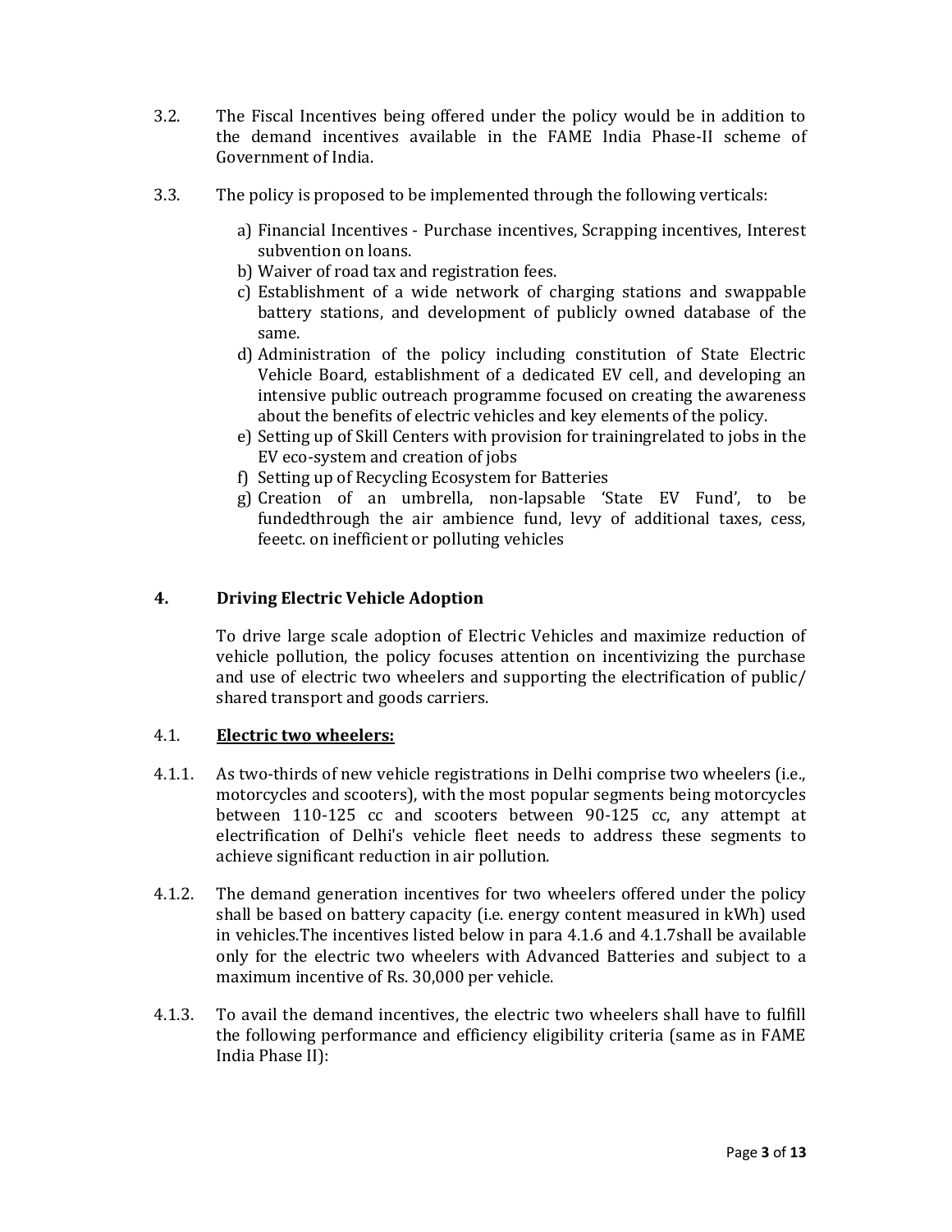3.2. The Fiscal Incentives being offered under the policy would be in addition to the demand incentives available in the FAME India Phase-II scheme of Government of India.

3.3. The policy is proposed to be implemented through the following verticals:

a) Financial Incentives - Purchase incentives, Scrapping incentives, Interest subvention on loans.
b) Waiver of road tax and registration fees.
c) Establishment of a wide network of charging stations and swappable battery stations, and development of publicly owned database of the same.
d) Administration of the policy including constitution of State Electric Vehicle Board, establishment of a dedicated EV cell, and developing an intensive public outreach programme focused on creating the awareness about the benefits of electric vehicles and key elements of the policy.
e) Setting up of Skill Centers with provision for trainingrelated to jobs in the EV eco-system and creation of jobs
f) Setting up of Recycling Ecosystem for Batteries
g) Creation of an umbrella, non-lapsable 'State EV Fund', to be fundedthrough the air ambience fund, levy of additional taxes, cess, feeetc. on inefficient or polluting vehicles

## 4. Driving Electric Vehicle Adoption

To drive large scale adoption of Electric Vehicles and maximize reduction of vehicle pollution, the policy focuses attention on incentivizing the purchase and use of electric two wheelers and supporting the electrification of public/ shared transport and goods carriers.

### 4.1. <u>Electric two wheelers:</u>

4.1.1. As two-thirds of new vehicle registrations in Delhi comprise two wheelers (i.e., motorcycles and scooters), with the most popular segments being motorcycles between 110-125 cc and scooters between 90-125 cc, any attempt at electrification of Delhi's vehicle fleet needs to address these segments to achieve significant reduction in air pollution.

4.1.2. The demand generation incentives for two wheelers offered under the policy shall be based on battery capacity (i.e. energy content measured in kWh) used in vehicles.The incentives listed below in para 4.1.6 and 4.1.7shall be available only for the electric two wheelers with Advanced Batteries and subject to a maximum incentive of Rs. 30,000 per vehicle.

4.1.3. To avail the demand incentives, the electric two wheelers shall have to fulfill the following performance and efficiency eligibility criteria (same as in FAME India Phase II):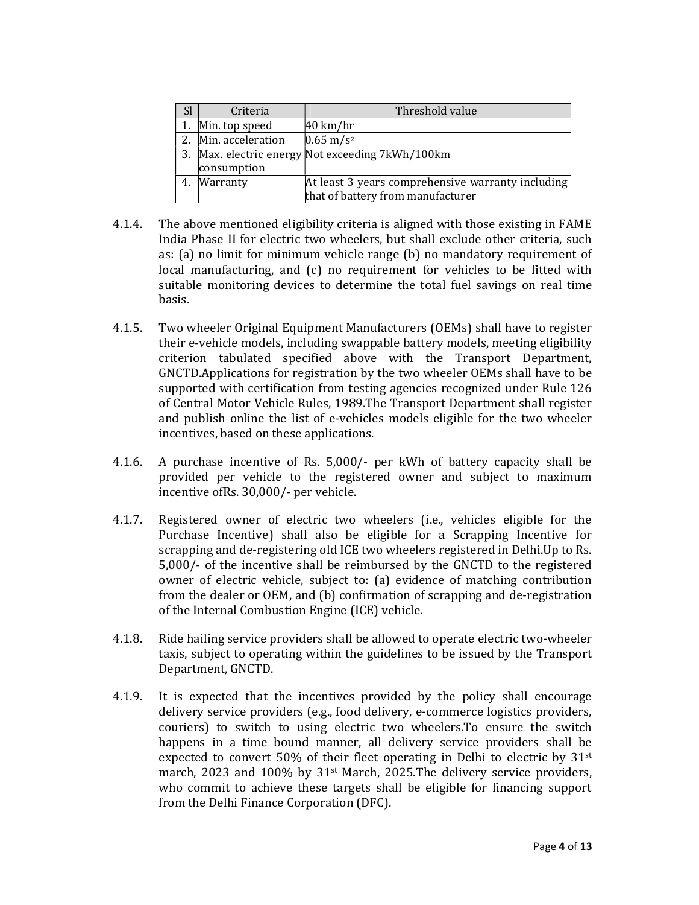| Sl | Criteria | Threshold value |
|---|---|---|
| 1. | Min. top speed | 40 km/hr |
| 2. | Min. acceleration | 0.65 $m/s^2$ |
| 3. | Max. electric energy consumption | Not exceeding 7kWh/100km |
| 4. | Warranty | At least 3 years comprehensive warranty including that of battery from manufacturer |

4.1.4. The above mentioned eligibility criteria is aligned with those existing in FAME India Phase II for electric two wheelers, but shall exclude other criteria, such as: (a) no limit for minimum vehicle range (b) no mandatory requirement of local manufacturing, and (c) no requirement for vehicles to be fitted with suitable monitoring devices to determine the total fuel savings on real time basis.

4.1.5. Two wheeler Original Equipment Manufacturers (OEMs) shall have to register their e-vehicle models, including swappable battery models, meeting eligibility criterion tabulated specified above with the Transport Department, GNCTD.Applications for registration by the two wheeler OEMs shall have to be supported with certification from testing agencies recognized under Rule 126 of Central Motor Vehicle Rules, 1989.The Transport Department shall register and publish online the list of e-vehicles models eligible for the two wheeler incentives, based on these applications.

4.1.6. A purchase incentive of Rs. 5,000/- per kWh of battery capacity shall be provided per vehicle to the registered owner and subject to maximum incentive ofRs. 30,000/- per vehicle.

4.1.7. Registered owner of electric two wheelers (i.e., vehicles eligible for the Purchase Incentive) shall also be eligible for a Scrapping Incentive for scrapping and de-registering old ICE two wheelers registered in Delhi.Up to Rs. 5,000/- of the incentive shall be reimbursed by the GNCTD to the registered owner of electric vehicle, subject to: (a) evidence of matching contribution from the dealer or OEM, and (b) confirmation of scrapping and de-registration of the Internal Combustion Engine (ICE) vehicle.

4.1.8. Ride hailing service providers shall be allowed to operate electric two-wheeler taxis, subject to operating within the guidelines to be issued by the Transport Department, GNCTD.

4.1.9. It is expected that the incentives provided by the policy shall encourage delivery service providers (e.g., food delivery, e-commerce logistics providers, couriers) to switch to using electric two wheelers.To ensure the switch happens in a time bound manner, all delivery service providers shall be expected to convert 50% of their fleet operating in Delhi to electric by 31st march, 2023 and 100% by 31st March, 2025.The delivery service providers, who commit to achieve these targets shall be eligible for financing support from the Delhi Finance Corporation (DFC).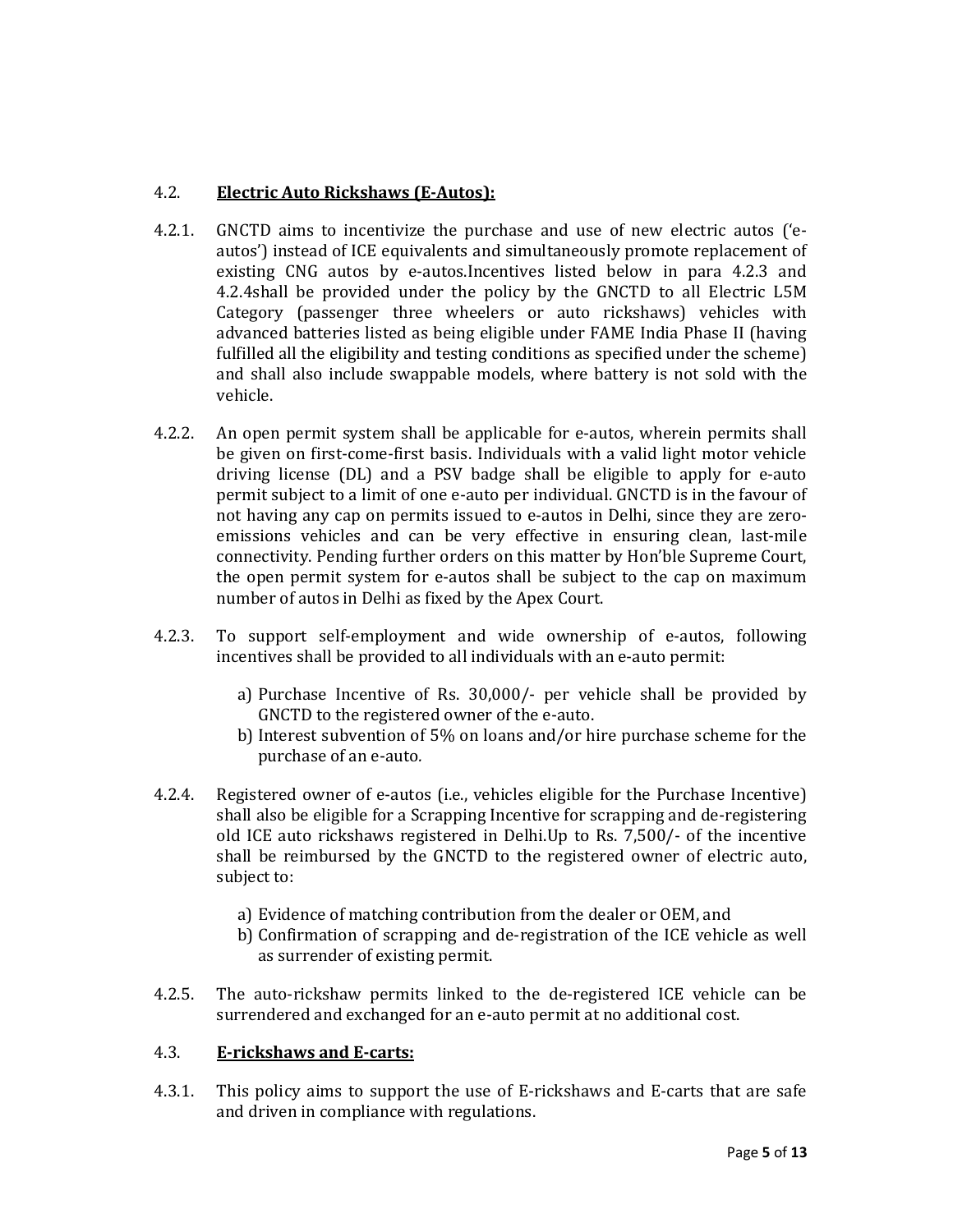### 4.2. **Electric Auto Rickshaws (E-Autos):**

4.2.1. GNCTD aims to incentivize the purchase and use of new electric autos ('e-autos') instead of ICE equivalents and simultaneously promote replacement of existing CNG autos by e-autos.Incentives listed below in para 4.2.3 and 4.2.4shall be provided under the policy by the GNCTD to all Electric L5M Category (passenger three wheelers or auto rickshaws) vehicles with advanced batteries listed as being eligible under FAME India Phase II (having fulfilled all the eligibility and testing conditions as specified under the scheme) and shall also include swappable models, where battery is not sold with the vehicle.

4.2.2. An open permit system shall be applicable for e-autos, wherein permits shall be given on first-come-first basis. Individuals with a valid light motor vehicle driving license (DL) and a PSV badge shall be eligible to apply for e-auto permit subject to a limit of one e-auto per individual. GNCTD is in the favour of not having any cap on permits issued to e-autos in Delhi, since they are zero-emissions vehicles and can be very effective in ensuring clean, last-mile connectivity. Pending further orders on this matter by Hon'ble Supreme Court, the open permit system for e-autos shall be subject to the cap on maximum number of autos in Delhi as fixed by the Apex Court.

4.2.3. To support self-employment and wide ownership of e-autos, following incentives shall be provided to all individuals with an e-auto permit:

a) Purchase Incentive of Rs. 30,000/- per vehicle shall be provided by GNCTD to the registered owner of the e-auto.
b) Interest subvention of 5% on loans and/or hire purchase scheme for the purchase of an e-auto.

4.2.4. Registered owner of e-autos (i.e., vehicles eligible for the Purchase Incentive) shall also be eligible for a Scrapping Incentive for scrapping and de-registering old ICE auto rickshaws registered in Delhi.Up to Rs. 7,500/- of the incentive shall be reimbursed by the GNCTD to the registered owner of electric auto, subject to:

a) Evidence of matching contribution from the dealer or OEM, and
b) Confirmation of scrapping and de-registration of the ICE vehicle as well as surrender of existing permit.

4.2.5. The auto-rickshaw permits linked to the de-registered ICE vehicle can be surrendered and exchanged for an e-auto permit at no additional cost.

### 4.3. **E-rickshaws and E-carts:**

4.3.1. This policy aims to support the use of E-rickshaws and E-carts that are safe and driven in compliance with regulations.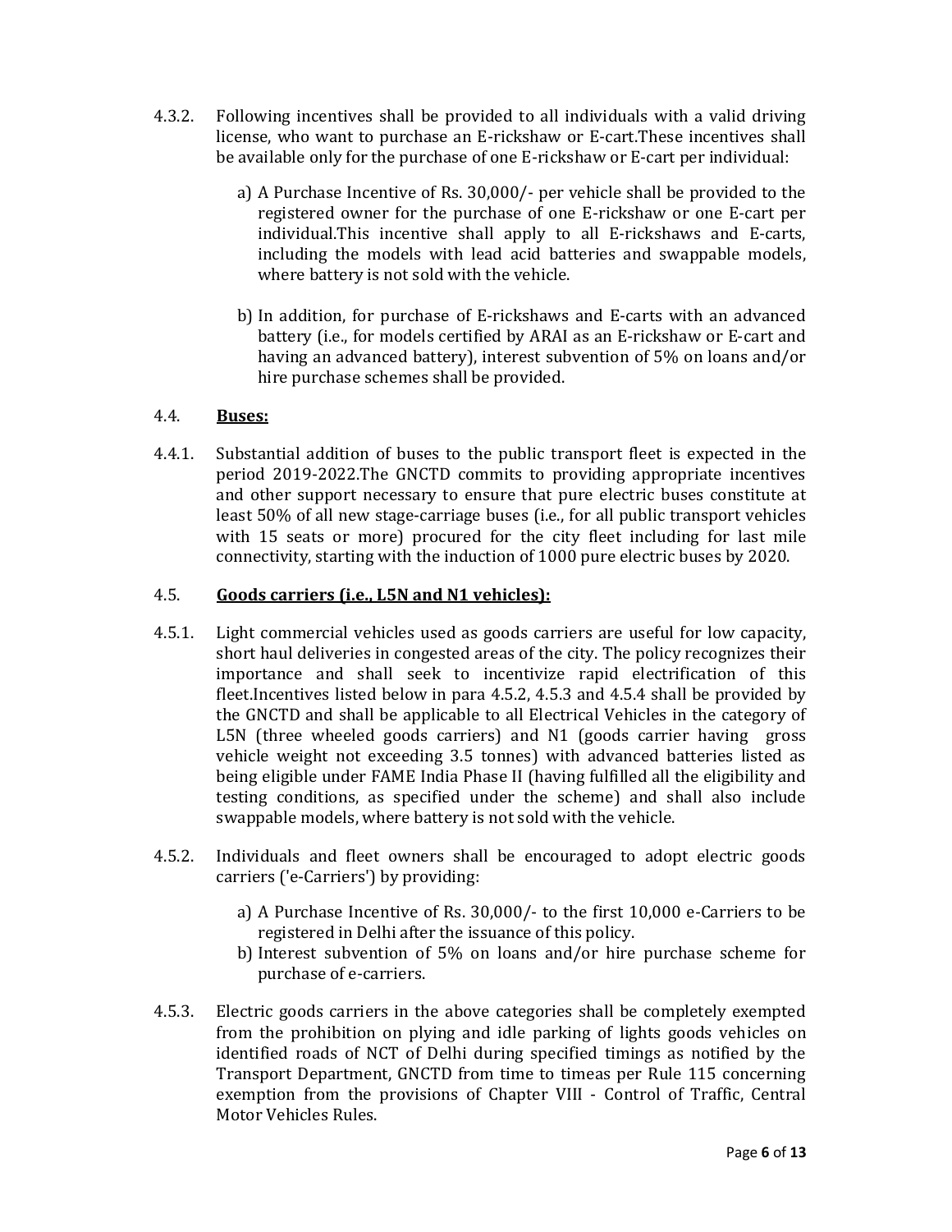4.3.2. Following incentives shall be provided to all individuals with a valid driving license, who want to purchase an E-rickshaw or E-cart.These incentives shall be available only for the purchase of one E-rickshaw or E-cart per individual:

a) A Purchase Incentive of Rs. 30,000/- per vehicle shall be provided to the registered owner for the purchase of one E-rickshaw or one E-cart per individual.This incentive shall apply to all E-rickshaws and E-carts, including the models with lead acid batteries and swappable models, where battery is not sold with the vehicle.

b) In addition, for purchase of E-rickshaws and E-carts with an advanced battery (i.e., for models certified by ARAI as an E-rickshaw or E-cart and having an advanced battery), interest subvention of 5% on loans and/or hire purchase schemes shall be provided.

4.4. **Buses:**

4.4.1. Substantial addition of buses to the public transport fleet is expected in the period 2019-2022.The GNCTD commits to providing appropriate incentives and other support necessary to ensure that pure electric buses constitute at least 50% of all new stage-carriage buses (i.e., for all public transport vehicles with 15 seats or more) procured for the city fleet including for last mile connectivity, starting with the induction of 1000 pure electric buses by 2020.

4.5. **Goods carriers (i.e., L5N and N1 vehicles):**

4.5.1. Light commercial vehicles used as goods carriers are useful for low capacity, short haul deliveries in congested areas of the city. The policy recognizes their importance and shall seek to incentivize rapid electrification of this fleet.Incentives listed below in para 4.5.2, 4.5.3 and 4.5.4 shall be provided by the GNCTD and shall be applicable to all Electrical Vehicles in the category of L5N (three wheeled goods carriers) and N1 (goods carrier having gross vehicle weight not exceeding 3.5 tonnes) with advanced batteries listed as being eligible under FAME India Phase II (having fulfilled all the eligibility and testing conditions, as specified under the scheme) and shall also include swappable models, where battery is not sold with the vehicle.

4.5.2. Individuals and fleet owners shall be encouraged to adopt electric goods carriers ('e-Carriers') by providing:

a) A Purchase Incentive of Rs. 30,000/- to the first 10,000 e-Carriers to be registered in Delhi after the issuance of this policy.
b) Interest subvention of 5% on loans and/or hire purchase scheme for purchase of e-carriers.

4.5.3. Electric goods carriers in the above categories shall be completely exempted from the prohibition on plying and idle parking of lights goods vehicles on identified roads of NCT of Delhi during specified timings as notified by the Transport Department, GNCTD from time to timeas per Rule 115 concerning exemption from the provisions of Chapter VIII - Control of Traffic, Central Motor Vehicles Rules.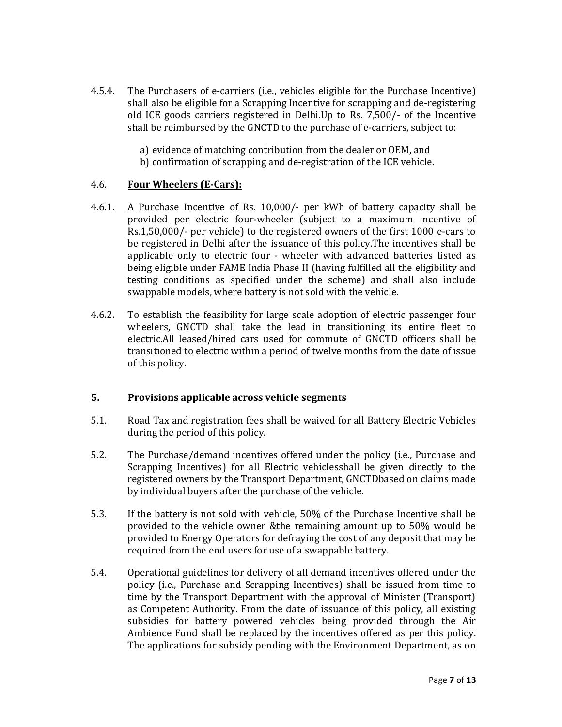4.5.4. The Purchasers of e-carriers (i.e., vehicles eligible for the Purchase Incentive) shall also be eligible for a Scrapping Incentive for scrapping and de-registering old ICE goods carriers registered in Delhi.Up to Rs. 7,500/- of the Incentive shall be reimbursed by the GNCTD to the purchase of e-carriers, subject to:

a) evidence of matching contribution from the dealer or OEM, and
b) confirmation of scrapping and de-registration of the ICE vehicle.

4.6. **Four Wheelers (E-Cars):**

4.6.1. A Purchase Incentive of Rs. 10,000/- per kWh of battery capacity shall be provided per electric four-wheeler (subject to a maximum incentive of Rs.1,50,000/- per vehicle) to the registered owners of the first 1000 e-cars to be registered in Delhi after the issuance of this policy.The incentives shall be applicable only to electric four - wheeler with advanced batteries listed as being eligible under FAME India Phase II (having fulfilled all the eligibility and testing conditions as specified under the scheme) and shall also include swappable models, where battery is not sold with the vehicle.

4.6.2. To establish the feasibility for large scale adoption of electric passenger four wheelers, GNCTD shall take the lead in transitioning its entire fleet to electric.All leased/hired cars used for commute of GNCTD officers shall be transitioned to electric within a period of twelve months from the date of issue of this policy.

## 5. Provisions applicable across vehicle segments

5.1. Road Tax and registration fees shall be waived for all Battery Electric Vehicles during the period of this policy.

5.2. The Purchase/demand incentives offered under the policy (i.e., Purchase and Scrapping Incentives) for all Electric vehiclesshall be given directly to the registered owners by the Transport Department, GNCTDbased on claims made by individual buyers after the purchase of the vehicle.

5.3. If the battery is not sold with vehicle, 50% of the Purchase Incentive shall be provided to the vehicle owner &the remaining amount up to 50% would be provided to Energy Operators for defraying the cost of any deposit that may be required from the end users for use of a swappable battery.

5.4. Operational guidelines for delivery of all demand incentives offered under the policy (i.e., Purchase and Scrapping Incentives) shall be issued from time to time by the Transport Department with the approval of Minister (Transport) as Competent Authority. From the date of issuance of this policy, all existing subsidies for battery powered vehicles being provided through the Air Ambience Fund shall be replaced by the incentives offered as per this policy. The applications for subsidy pending with the Environment Department, as on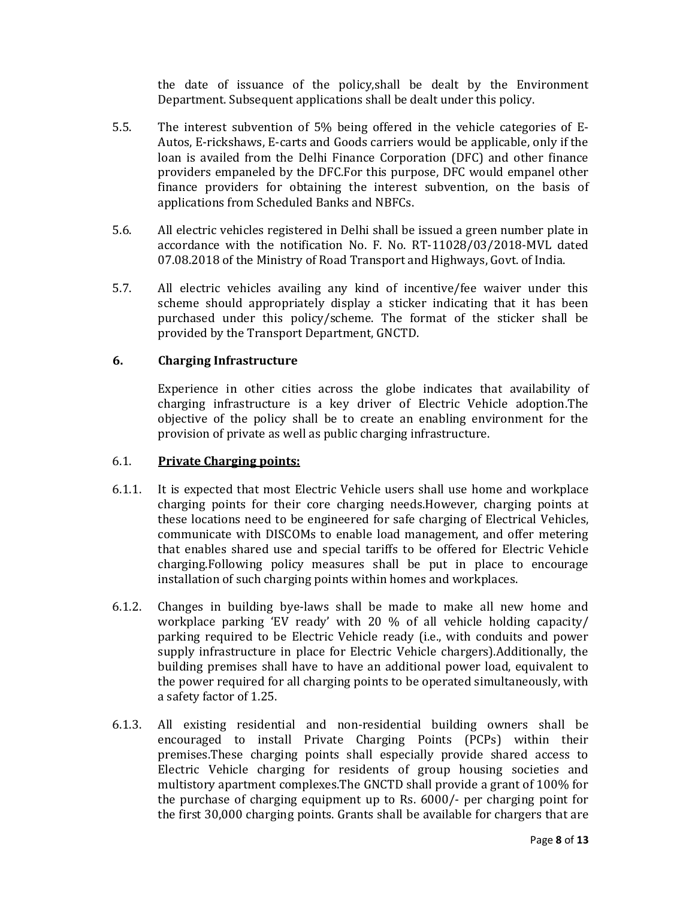the date of issuance of the policy,shall be dealt by the Environment Department. Subsequent applications shall be dealt under this policy.

5.5. The interest subvention of 5% being offered in the vehicle categories of E-Autos, E-rickshaws, E-carts and Goods carriers would be applicable, only if the loan is availed from the Delhi Finance Corporation (DFC) and other finance providers empaneled by the DFC.For this purpose, DFC would empanel other finance providers for obtaining the interest subvention, on the basis of applications from Scheduled Banks and NBFCs.

5.6. All electric vehicles registered in Delhi shall be issued a green number plate in accordance with the notification No. F. No. RT-11028/03/2018-MVL dated 07.08.2018 of the Ministry of Road Transport and Highways, Govt. of India.

5.7. All electric vehicles availing any kind of incentive/fee waiver under this scheme should appropriately display a sticker indicating that it has been purchased under this policy/scheme. The format of the sticker shall be provided by the Transport Department, GNCTD.

## 6. Charging Infrastructure

Experience in other cities across the globe indicates that availability of charging infrastructure is a key driver of Electric Vehicle adoption.The objective of the policy shall be to create an enabling environment for the provision of private as well as public charging infrastructure.

### 6.1. **Private Charging points:**

6.1.1. It is expected that most Electric Vehicle users shall use home and workplace charging points for their core charging needs.However, charging points at these locations need to be engineered for safe charging of Electrical Vehicles, communicate with DISCOMs to enable load management, and offer metering that enables shared use and special tariffs to be offered for Electric Vehicle charging.Following policy measures shall be put in place to encourage installation of such charging points within homes and workplaces.

6.1.2. Changes in building bye-laws shall be made to make all new home and workplace parking 'EV ready' with 20 % of all vehicle holding capacity/ parking required to be Electric Vehicle ready (i.e., with conduits and power supply infrastructure in place for Electric Vehicle chargers).Additionally, the building premises shall have to have an additional power load, equivalent to the power required for all charging points to be operated simultaneously, with a safety factor of 1.25.

6.1.3. All existing residential and non-residential building owners shall be encouraged to install Private Charging Points (PCPs) within their premises.These charging points shall especially provide shared access to Electric Vehicle charging for residents of group housing societies and multistory apartment complexes.The GNCTD shall provide a grant of 100% for the purchase of charging equipment up to Rs. 6000/- per charging point for the first 30,000 charging points. Grants shall be available for chargers that are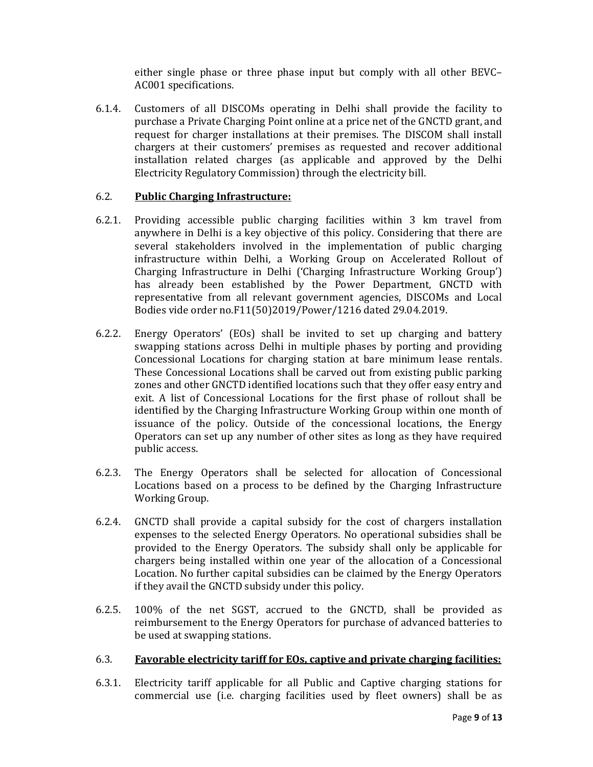either single phase or three phase input but comply with all other BEVC–AC001 specifications.

6.1.4. Customers of all DISCOMs operating in Delhi shall provide the facility to purchase a Private Charging Point online at a price net of the GNCTD grant, and request for charger installations at their premises. The DISCOM shall install chargers at their customers' premises as requested and recover additional installation related charges (as applicable and approved by the Delhi Electricity Regulatory Commission) through the electricity bill.

6.2. **<u>Public Charging Infrastructure:</u>**

6.2.1. Providing accessible public charging facilities within 3 km travel from anywhere in Delhi is a key objective of this policy. Considering that there are several stakeholders involved in the implementation of public charging infrastructure within Delhi, a Working Group on Accelerated Rollout of Charging Infrastructure in Delhi ('Charging Infrastructure Working Group') has already been established by the Power Department, GNCTD with representative from all relevant government agencies, DISCOMs and Local Bodies vide order no.F11(50)2019/Power/1216 dated 29.04.2019.

6.2.2. Energy Operators' (EOs) shall be invited to set up charging and battery swapping stations across Delhi in multiple phases by porting and providing Concessional Locations for charging station at bare minimum lease rentals. These Concessional Locations shall be carved out from existing public parking zones and other GNCTD identified locations such that they offer easy entry and exit. A list of Concessional Locations for the first phase of rollout shall be identified by the Charging Infrastructure Working Group within one month of issuance of the policy. Outside of the concessional locations, the Energy Operators can set up any number of other sites as long as they have required public access.

6.2.3. The Energy Operators shall be selected for allocation of Concessional Locations based on a process to be defined by the Charging Infrastructure Working Group.

6.2.4. GNCTD shall provide a capital subsidy for the cost of chargers installation expenses to the selected Energy Operators. No operational subsidies shall be provided to the Energy Operators. The subsidy shall only be applicable for chargers being installed within one year of the allocation of a Concessional Location. No further capital subsidies can be claimed by the Energy Operators if they avail the GNCTD subsidy under this policy.

6.2.5. 100% of the net SGST, accrued to the GNCTD, shall be provided as reimbursement to the Energy Operators for purchase of advanced batteries to be used at swapping stations.

6.3. **<u>Favorable electricity tariff for EOs, captive and private charging facilities:</u>**

6.3.1. Electricity tariff applicable for all Public and Captive charging stations for commercial use (i.e. charging facilities used by fleet owners) shall be as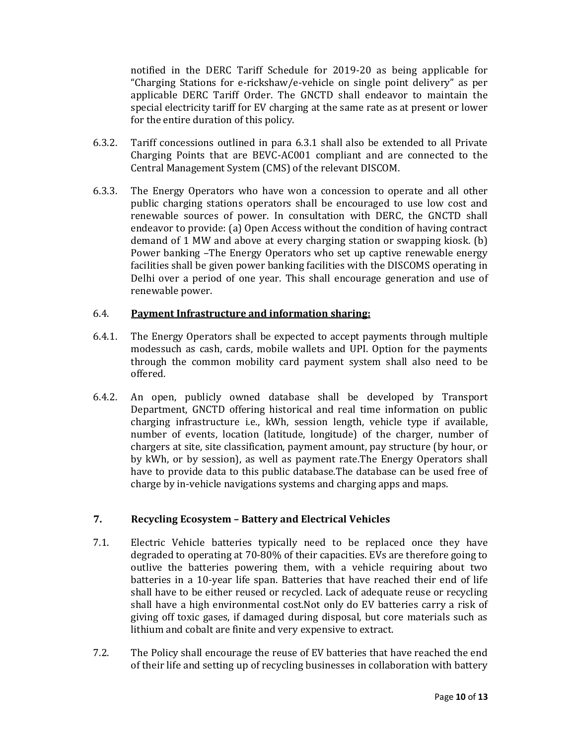notified in the DERC Tariff Schedule for 2019-20 as being applicable for "Charging Stations for e-rickshaw/e-vehicle on single point delivery" as per applicable DERC Tariff Order. The GNCTD shall endeavor to maintain the special electricity tariff for EV charging at the same rate as at present or lower for the entire duration of this policy.

6.3.2. Tariff concessions outlined in para 6.3.1 shall also be extended to all Private Charging Points that are BEVC-AC001 compliant and are connected to the Central Management System (CMS) of the relevant DISCOM.

6.3.3. The Energy Operators who have won a concession to operate and all other public charging stations operators shall be encouraged to use low cost and renewable sources of power. In consultation with DERC, the GNCTD shall endeavor to provide: (a) Open Access without the condition of having contract demand of 1 MW and above at every charging station or swapping kiosk. (b) Power banking –The Energy Operators who set up captive renewable energy facilities shall be given power banking facilities with the DISCOMS operating in Delhi over a period of one year. This shall encourage generation and use of renewable power.

6.4. **Payment Infrastructure and information sharing:**

6.4.1. The Energy Operators shall be expected to accept payments through multiple modessuch as cash, cards, mobile wallets and UPI. Option for the payments through the common mobility card payment system shall also need to be offered.

6.4.2. An open, publicly owned database shall be developed by Transport Department, GNCTD offering historical and real time information on public charging infrastructure i.e., kWh, session length, vehicle type if available, number of events, location (latitude, longitude) of the charger, number of chargers at site, site classification, payment amount, pay structure (by hour, or by kWh, or by session), as well as payment rate.The Energy Operators shall have to provide data to this public database.The database can be used free of charge by in-vehicle navigations systems and charging apps and maps.

## 7. Recycling Ecosystem – Battery and Electrical Vehicles

7.1. Electric Vehicle batteries typically need to be replaced once they have degraded to operating at 70-80% of their capacities. EVs are therefore going to outlive the batteries powering them, with a vehicle requiring about two batteries in a 10-year life span. Batteries that have reached their end of life shall have to be either reused or recycled. Lack of adequate reuse or recycling shall have a high environmental cost.Not only do EV batteries carry a risk of giving off toxic gases, if damaged during disposal, but core materials such as lithium and cobalt are finite and very expensive to extract.

7.2. The Policy shall encourage the reuse of EV batteries that have reached the end of their life and setting up of recycling businesses in collaboration with battery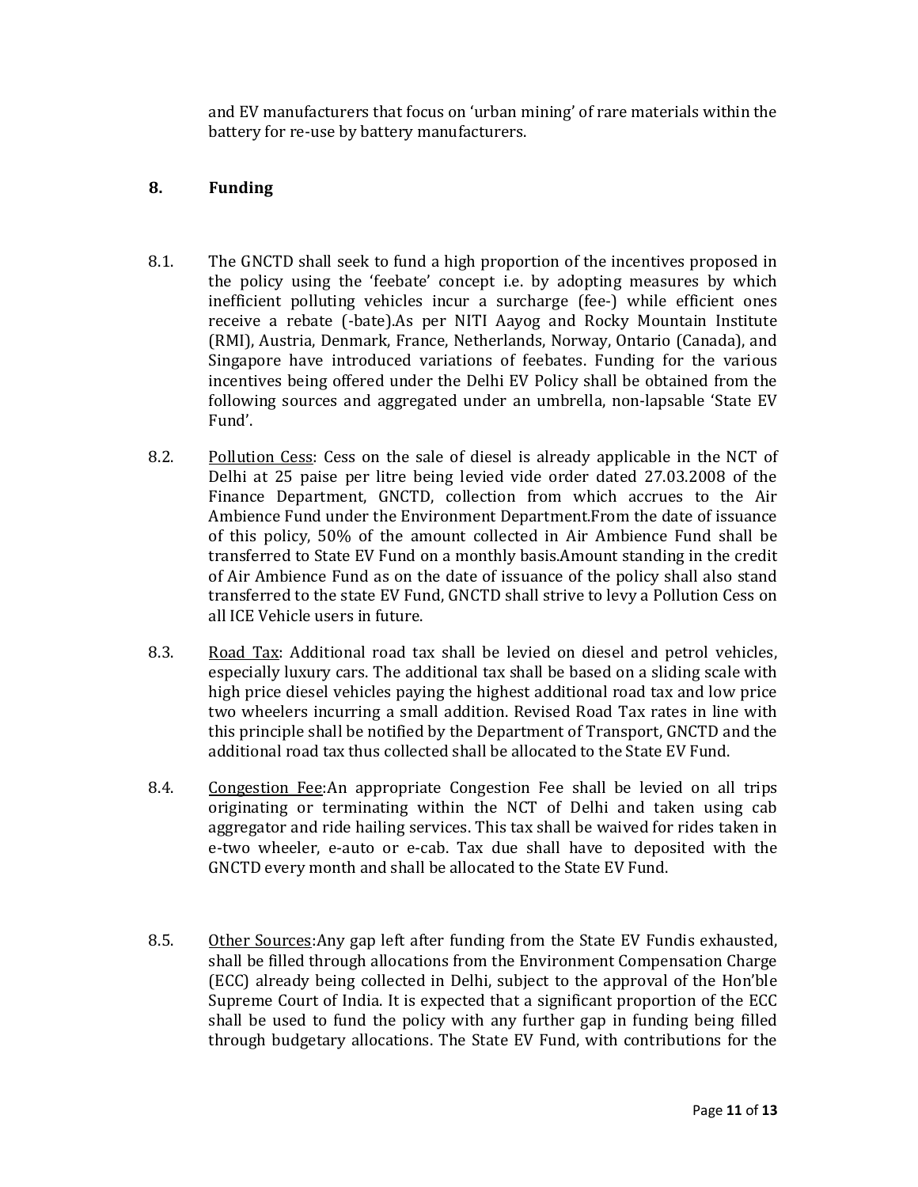and EV manufacturers that focus on 'urban mining' of rare materials within the battery for re-use by battery manufacturers.

## 8. Funding

8.1. The GNCTD shall seek to fund a high proportion of the incentives proposed in the policy using the 'feebate' concept i.e. by adopting measures by which inefficient polluting vehicles incur a surcharge (fee-) while efficient ones receive a rebate (-bate).As per NITI Aayog and Rocky Mountain Institute (RMI), Austria, Denmark, France, Netherlands, Norway, Ontario (Canada), and Singapore have introduced variations of feebates. Funding for the various incentives being offered under the Delhi EV Policy shall be obtained from the following sources and aggregated under an umbrella, non-lapsable 'State EV Fund'.

8.2. Pollution Cess: Cess on the sale of diesel is already applicable in the NCT of Delhi at 25 paise per litre being levied vide order dated 27.03.2008 of the Finance Department, GNCTD, collection from which accrues to the Air Ambience Fund under the Environment Department.From the date of issuance of this policy, 50% of the amount collected in Air Ambience Fund shall be transferred to State EV Fund on a monthly basis.Amount standing in the credit of Air Ambience Fund as on the date of issuance of the policy shall also stand transferred to the state EV Fund, GNCTD shall strive to levy a Pollution Cess on all ICE Vehicle users in future.

8.3. Road Tax: Additional road tax shall be levied on diesel and petrol vehicles, especially luxury cars. The additional tax shall be based on a sliding scale with high price diesel vehicles paying the highest additional road tax and low price two wheelers incurring a small addition. Revised Road Tax rates in line with this principle shall be notified by the Department of Transport, GNCTD and the additional road tax thus collected shall be allocated to the State EV Fund.

8.4. Congestion Fee:An appropriate Congestion Fee shall be levied on all trips originating or terminating within the NCT of Delhi and taken using cab aggregator and ride hailing services. This tax shall be waived for rides taken in e-two wheeler, e-auto or e-cab. Tax due shall have to deposited with the GNCTD every month and shall be allocated to the State EV Fund.

8.5. Other Sources:Any gap left after funding from the State EV Fundis exhausted, shall be filled through allocations from the Environment Compensation Charge (ECC) already being collected in Delhi, subject to the approval of the Hon'ble Supreme Court of India. It is expected that a significant proportion of the ECC shall be used to fund the policy with any further gap in funding being filled through budgetary allocations. The State EV Fund, with contributions for the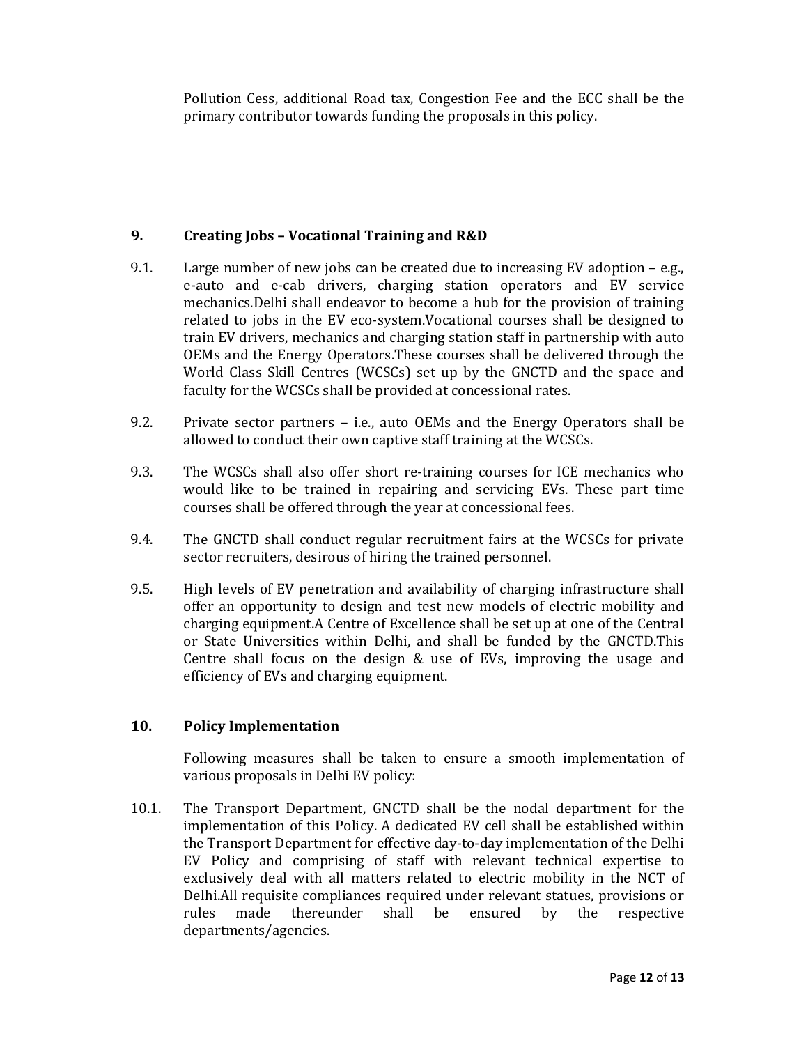Pollution Cess, additional Road tax, Congestion Fee and the ECC shall be the primary contributor towards funding the proposals in this policy.

## 9. Creating Jobs – Vocational Training and R&D

9.1. Large number of new jobs can be created due to increasing EV adoption – e.g., e-auto and e-cab drivers, charging station operators and EV service mechanics.Delhi shall endeavor to become a hub for the provision of training related to jobs in the EV eco-system.Vocational courses shall be designed to train EV drivers, mechanics and charging station staff in partnership with auto OEMs and the Energy Operators.These courses shall be delivered through the World Class Skill Centres (WCSCs) set up by the GNCTD and the space and faculty for the WCSCs shall be provided at concessional rates.

9.2. Private sector partners – i.e., auto OEMs and the Energy Operators shall be allowed to conduct their own captive staff training at the WCSCs.

9.3. The WCSCs shall also offer short re-training courses for ICE mechanics who would like to be trained in repairing and servicing EVs. These part time courses shall be offered through the year at concessional fees.

9.4. The GNCTD shall conduct regular recruitment fairs at the WCSCs for private sector recruiters, desirous of hiring the trained personnel.

9.5. High levels of EV penetration and availability of charging infrastructure shall offer an opportunity to design and test new models of electric mobility and charging equipment.A Centre of Excellence shall be set up at one of the Central or State Universities within Delhi, and shall be funded by the GNCTD.This Centre shall focus on the design & use of EVs, improving the usage and efficiency of EVs and charging equipment.

## 10. Policy Implementation

Following measures shall be taken to ensure a smooth implementation of various proposals in Delhi EV policy:

10.1. The Transport Department, GNCTD shall be the nodal department for the implementation of this Policy. A dedicated EV cell shall be established within the Transport Department for effective day-to-day implementation of the Delhi EV Policy and comprising of staff with relevant technical expertise to exclusively deal with all matters related to electric mobility in the NCT of Delhi.All requisite compliances required under relevant statues, provisions or rules made thereunder shall be ensured by the respective departments/agencies.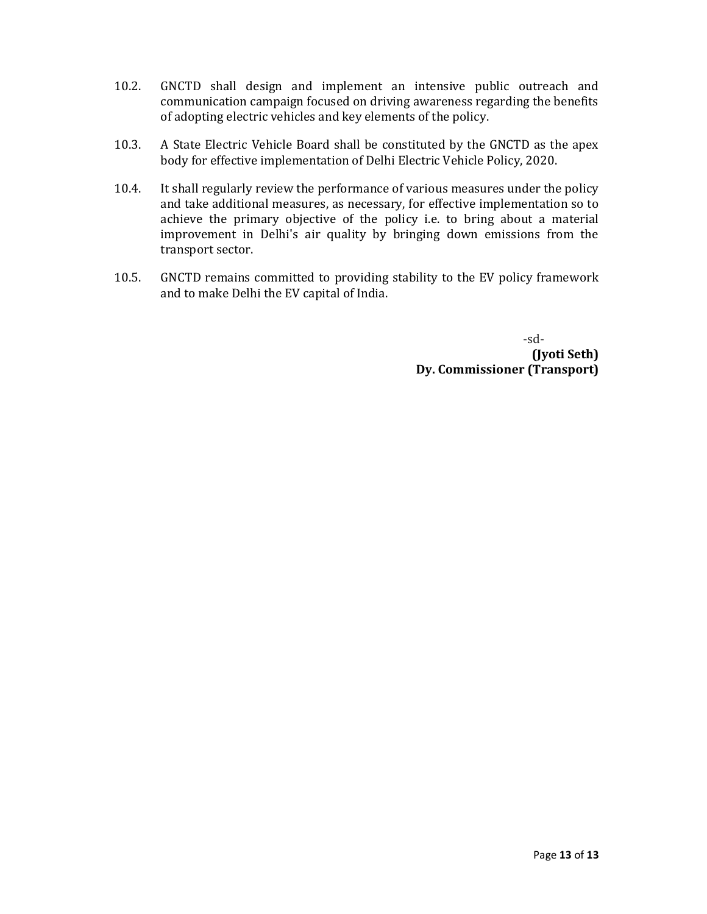10.2. GNCTD shall design and implement an intensive public outreach and communication campaign focused on driving awareness regarding the benefits of adopting electric vehicles and key elements of the policy.

10.3. A State Electric Vehicle Board shall be constituted by the GNCTD as the apex body for effective implementation of Delhi Electric Vehicle Policy, 2020.

10.4. It shall regularly review the performance of various measures under the policy and take additional measures, as necessary, for effective implementation so to achieve the primary objective of the policy i.e. to bring about a material improvement in Delhi's air quality by bringing down emissions from the transport sector.

10.5. GNCTD remains committed to providing stability to the EV policy framework and to make Delhi the EV capital of India.

-sd-

**(Jyoti Seth)**

**Dy. Commissioner (Transport)**